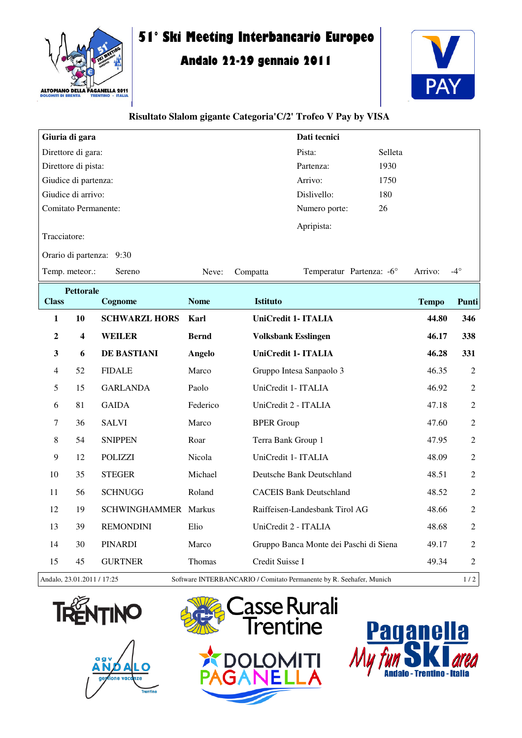# 51° Ski Meeting Interbancario Europeo

## Andalo 22-29 gennaio 2011

### Risultato Slalom gigante Categoria'C/2' Trofeo V Pay by VISA

| Giuria di gara | | Dati tecnici | |
|---|---|---|---|
| Direttore di gara: | | Pista: | Selleta |
| Direttore di pista: | | Partenza: | 1930 |
| Giudice di partenza: | | Arrivo: | 1750 |
| Giudice di arrivo: | | Dislivello: | 180 |
| Comitato Permanente: | | Numero porte: | 26 |
| Tracciatore: | | Apripista: | |
| Orario di partenza: | 9:30 | | |

Temp. meteor.: Sereno | Neve: Compatta | Temperatur Partenza: -6° | Arrivo: -4°

| Class | Pettorale | Cognome | Nome | Istituto | Tempo | Punti |
|---|---|---|---|---|---|---|
| **1** | **10** | **SCHWARZL HORS** | **Karl** | **UniCredit 1- ITALIA** | **44.80** | **346** |
| **2** | **4** | **WEILER** | **Bernd** | **Volksbank Esslingen** | **46.17** | **338** |
| **3** | **6** | **DE BASTIANI** | **Angelo** | **UniCredit 1- ITALIA** | **46.28** | **331** |
| 4 | 52 | FIDALE | Marco | Gruppo Intesa Sanpaolo 3 | 46.35 | 2 |
| 5 | 15 | GARLANDA | Paolo | UniCredit 1- ITALIA | 46.92 | 2 |
| 6 | 81 | GAIDA | Federico | UniCredit 2 - ITALIA | 47.18 | 2 |
| 7 | 36 | SALVI | Marco | BPER Group | 47.60 | 2 |
| 8 | 54 | SNIPPEN | Roar | Terra Bank Group 1 | 47.95 | 2 |
| 9 | 12 | POLIZZI | Nicola | UniCredit 1- ITALIA | 48.09 | 2 |
| 10 | 35 | STEGER | Michael | Deutsche Bank Deutschland | 48.51 | 2 |
| 11 | 56 | SCHNUGG | Roland | CACEIS Bank Deutschland | 48.52 | 2 |
| 12 | 19 | SCHWINGHAMMER | Markus | Raiffeisen-Landesbank Tirol AG | 48.66 | 2 |
| 13 | 39 | REMONDINI | Elio | UniCredit 2 - ITALIA | 48.68 | 2 |
| 14 | 30 | PINARDI | Marco | Gruppo Banca Monte dei Paschi di Siena | 49.17 | 2 |
| 15 | 45 | GURTNER | Thomas | Credit Suisse I | 49.34 | 2 |

Andalo, 23.01.2011 / 17:25 — Software INTERBANCARIO / Comitato Permanente by R. Seehafer, Munich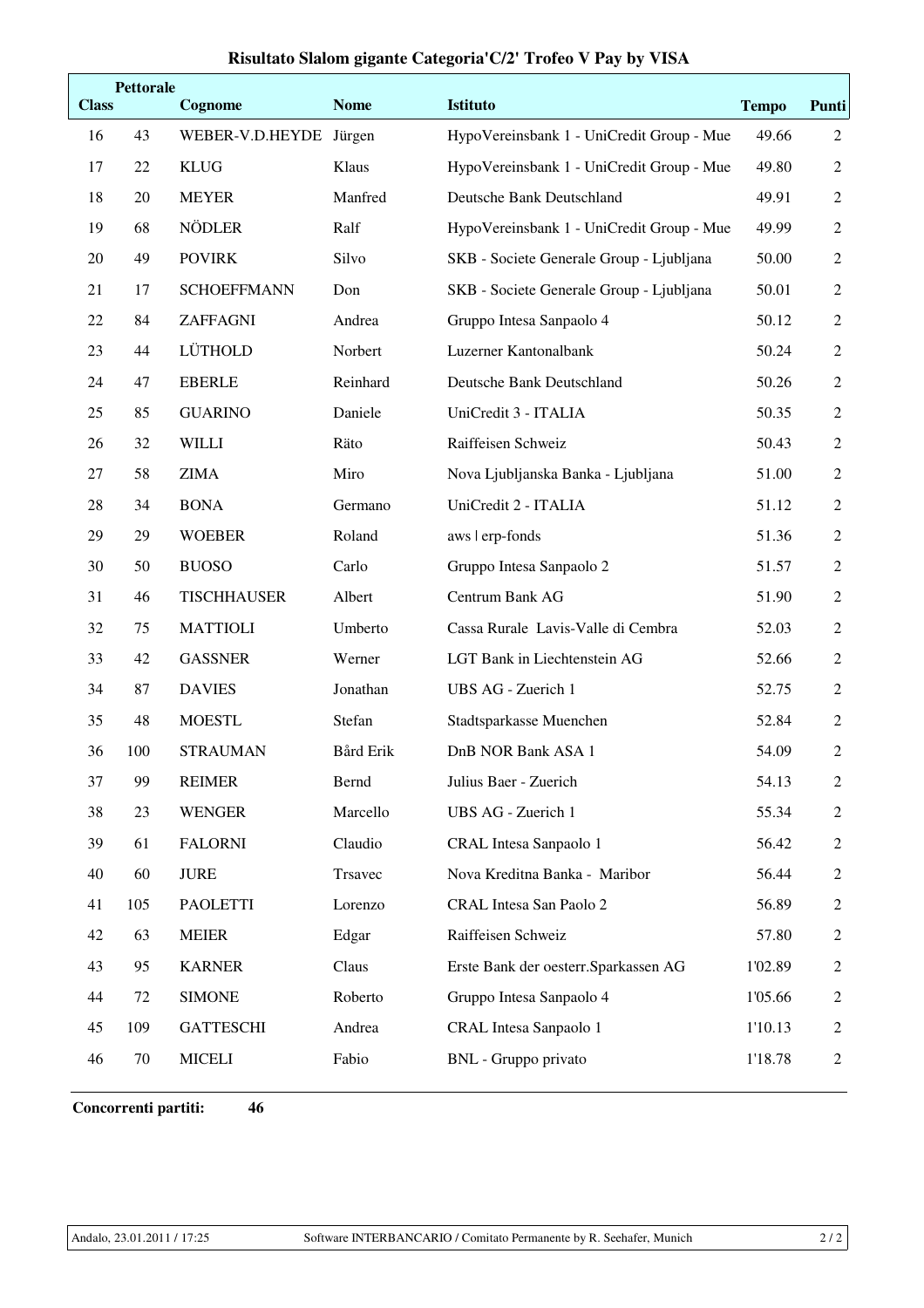# Risultato Slalom gigante Categoria'C/2' Trofeo V Pay by VISA

| Class | Pettorale | Cognome | Nome | Istituto | Tempo | Punti |
|---|---|---|---|---|---|---|
| 16 | 43 | WEBER-V.D.HEYDE | Jürgen | HypoVereinsbank 1 - UniCredit Group - Mue | 49.66 | 2 |
| 17 | 22 | KLUG | Klaus | HypoVereinsbank 1 - UniCredit Group - Mue | 49.80 | 2 |
| 18 | 20 | MEYER | Manfred | Deutsche Bank Deutschland | 49.91 | 2 |
| 19 | 68 | NÖDLER | Ralf | HypoVereinsbank 1 - UniCredit Group - Mue | 49.99 | 2 |
| 20 | 49 | POVIRK | Silvo | SKB - Societe Generale Group - Ljubljana | 50.00 | 2 |
| 21 | 17 | SCHOEFFMANN | Don | SKB - Societe Generale Group - Ljubljana | 50.01 | 2 |
| 22 | 84 | ZAFFAGNI | Andrea | Gruppo Intesa Sanpaolo 4 | 50.12 | 2 |
| 23 | 44 | LÜTHOLD | Norbert | Luzerner Kantonalbank | 50.24 | 2 |
| 24 | 47 | EBERLE | Reinhard | Deutsche Bank Deutschland | 50.26 | 2 |
| 25 | 85 | GUARINO | Daniele | UniCredit 3 - ITALIA | 50.35 | 2 |
| 26 | 32 | WILLI | Räto | Raiffeisen Schweiz | 50.43 | 2 |
| 27 | 58 | ZIMA | Miro | Nova Ljubljanska Banka - Ljubljana | 51.00 | 2 |
| 28 | 34 | BONA | Germano | UniCredit 2 - ITALIA | 51.12 | 2 |
| 29 | 29 | WOEBER | Roland | aws I erp-fonds | 51.36 | 2 |
| 30 | 50 | BUOSO | Carlo | Gruppo Intesa Sanpaolo 2 | 51.57 | 2 |
| 31 | 46 | TISCHHAUSER | Albert | Centrum Bank AG | 51.90 | 2 |
| 32 | 75 | MATTIOLI | Umberto | Cassa Rurale Lavis-Valle di Cembra | 52.03 | 2 |
| 33 | 42 | GASSNER | Werner | LGT Bank in Liechtenstein AG | 52.66 | 2 |
| 34 | 87 | DAVIES | Jonathan | UBS AG - Zuerich 1 | 52.75 | 2 |
| 35 | 48 | MOESTL | Stefan | Stadtsparkasse Muenchen | 52.84 | 2 |
| 36 | 100 | STRAUMAN | Bård Erik | DnB NOR Bank ASA 1 | 54.09 | 2 |
| 37 | 99 | REIMER | Bernd | Julius Baer - Zuerich | 54.13 | 2 |
| 38 | 23 | WENGER | Marcello | UBS AG - Zuerich 1 | 55.34 | 2 |
| 39 | 61 | FALORNI | Claudio | CRAL Intesa Sanpaolo 1 | 56.42 | 2 |
| 40 | 60 | JURE | Trsavec | Nova Kreditna Banka - Maribor | 56.44 | 2 |
| 41 | 105 | PAOLETTI | Lorenzo | CRAL Intesa San Paolo 2 | 56.89 | 2 |
| 42 | 63 | MEIER | Edgar | Raiffeisen Schweiz | 57.80 | 2 |
| 43 | 95 | KARNER | Claus | Erste Bank der oesterr.Sparkassen AG | 1'02.89 | 2 |
| 44 | 72 | SIMONE | Roberto | Gruppo Intesa Sanpaolo 4 | 1'05.66 | 2 |
| 45 | 109 | GATTESCHI | Andrea | CRAL Intesa Sanpaolo 1 | 1'10.13 | 2 |
| 46 | 70 | MICELI | Fabio | BNL - Gruppo privato | 1'18.78 | 2 |

**Concorrenti partiti: 46**

Andalo, 23.01.2011 / 17:25 Software INTERBANCARIO / Comitato Permanente by R. Seehafer, Munich